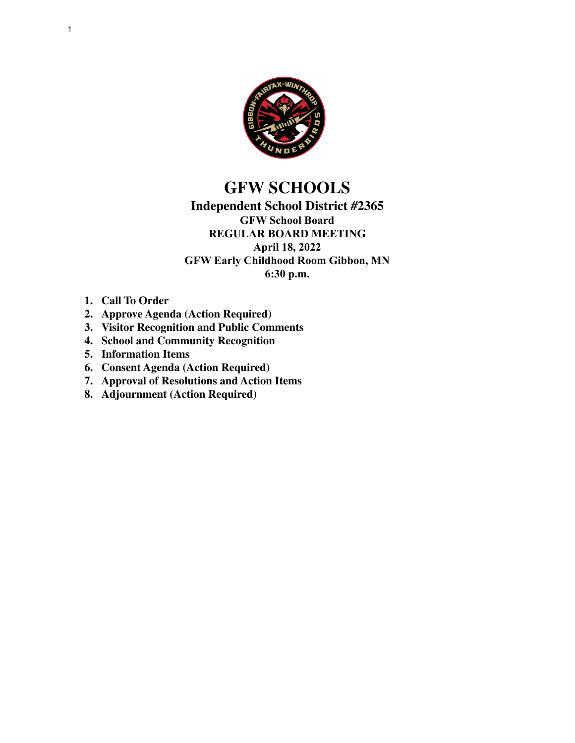# GFW SCHOOLS

## Independent School District #2365

### GFW School Board
### REGULAR BOARD MEETING
### April 18, 2022
### GFW Early Childhood Room Gibbon, MN
### 6:30 p.m.

1. **Call To Order**
2. **Approve Agenda (Action Required)**
3. **Visitor Recognition and Public Comments**
4. **School and Community Recognition**
5. **Information Items**
6. **Consent Agenda (Action Required)**
7. **Approval of Resolutions and Action Items**
8. **Adjournment (Action Required)**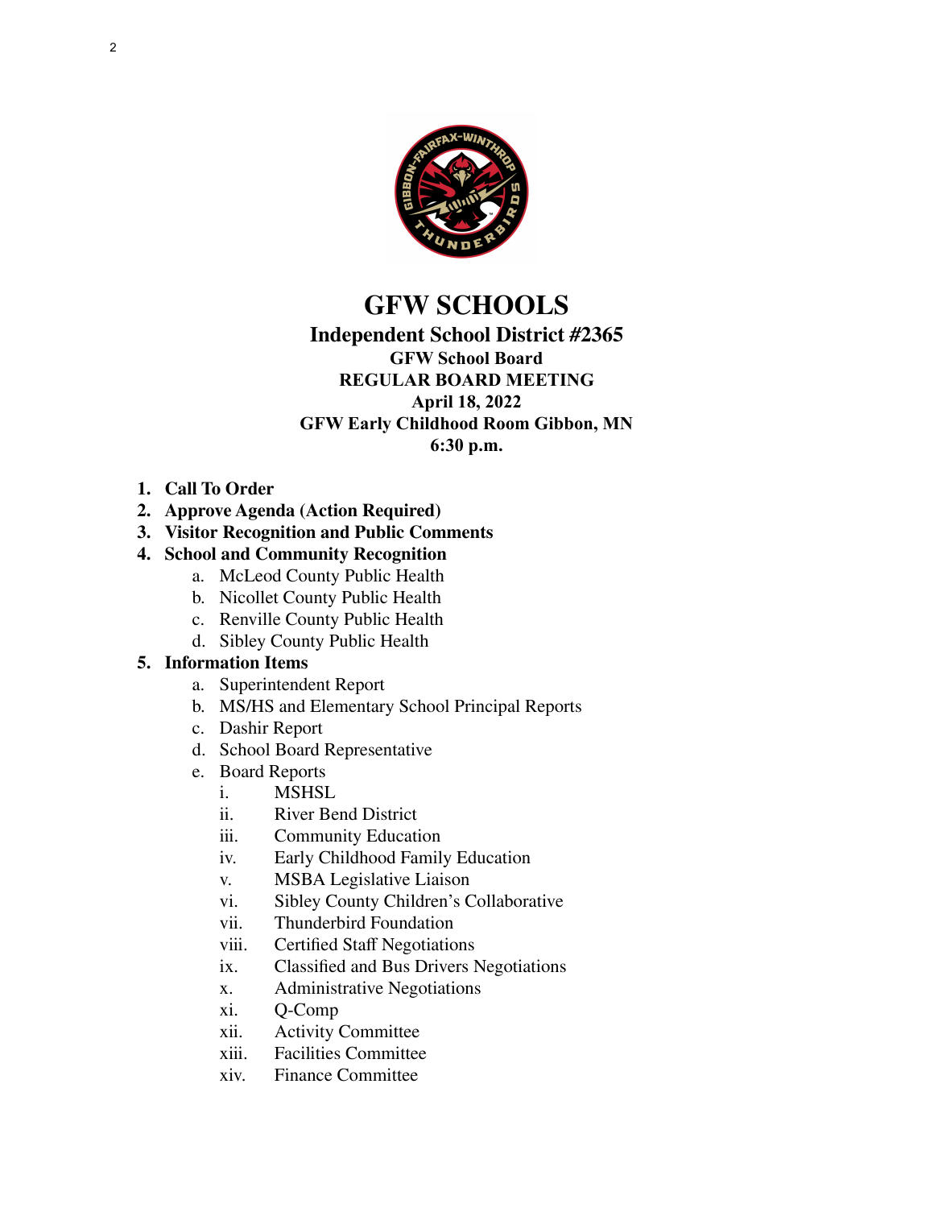# GFW SCHOOLS

## Independent School District #2365

### GFW School Board
### REGULAR BOARD MEETING
### April 18, 2022
### GFW Early Childhood Room Gibbon, MN
### 6:30 p.m.

1. **Call To Order**
2. **Approve Agenda (Action Required)**
3. **Visitor Recognition and Public Comments**
4. **School and Community Recognition**
   a. McLeod County Public Health
   b. Nicollet County Public Health
   c. Renville County Public Health
   d. Sibley County Public Health
5. **Information Items**
   a. Superintendent Report
   b. MS/HS and Elementary School Principal Reports
   c. Dashir Report
   d. School Board Representative
   e. Board Reports
      i. MSHSL
      ii. River Bend District
      iii. Community Education
      iv. Early Childhood Family Education
      v. MSBA Legislative Liaison
      vi. Sibley County Children's Collaborative
      vii. Thunderbird Foundation
      viii. Certified Staff Negotiations
      ix. Classified and Bus Drivers Negotiations
      x. Administrative Negotiations
      xi. Q-Comp
      xii. Activity Committee
      xiii. Facilities Committee
      xiv. Finance Committee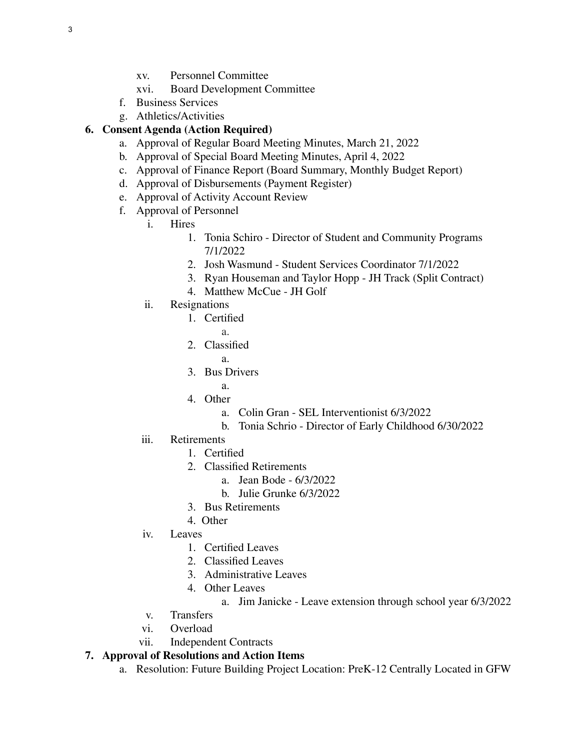- xv. Personnel Committee
   - xvi. Board Development Committee
- f. Business Services
- g. Athletics/Activities

**6. Consent Agenda (Action Required)**

- a. Approval of Regular Board Meeting Minutes, March 21, 2022
- b. Approval of Special Board Meeting Minutes, April 4, 2022
- c. Approval of Finance Report (Board Summary, Monthly Budget Report)
- d. Approval of Disbursements (Payment Register)
- e. Approval of Activity Account Review
- f. Approval of Personnel
   - i. Hires
      1. Tonia Schiro - Director of Student and Community Programs 7/1/2022
      2. Josh Wasmund - Student Services Coordinator 7/1/2022
      3. Ryan Houseman and Taylor Hopp - JH Track (Split Contract)
      4. Matthew McCue - JH Golf
   - ii. Resignations
      1. Certified
         - a.
      2. Classified
         - a.
      3. Bus Drivers
         - a.
      4. Other
         - a. Colin Gran - SEL Interventionist 6/3/2022
         - b. Tonia Schrio - Director of Early Childhood 6/30/2022
   - iii. Retirements
      1. Certified
      2. Classified Retirements
         - a. Jean Bode - 6/3/2022
         - b. Julie Grunke 6/3/2022
      3. Bus Retirements
      4. Other
   - iv. Leaves
      1. Certified Leaves
      2. Classified Leaves
      3. Administrative Leaves
      4. Other Leaves
         - a. Jim Janicke - Leave extension through school year 6/3/2022
   - v. Transfers
   - vi. Overload
   - vii. Independent Contracts

**7. Approval of Resolutions and Action Items**

- a. Resolution: Future Building Project Location: PreK-12 Centrally Located in GFW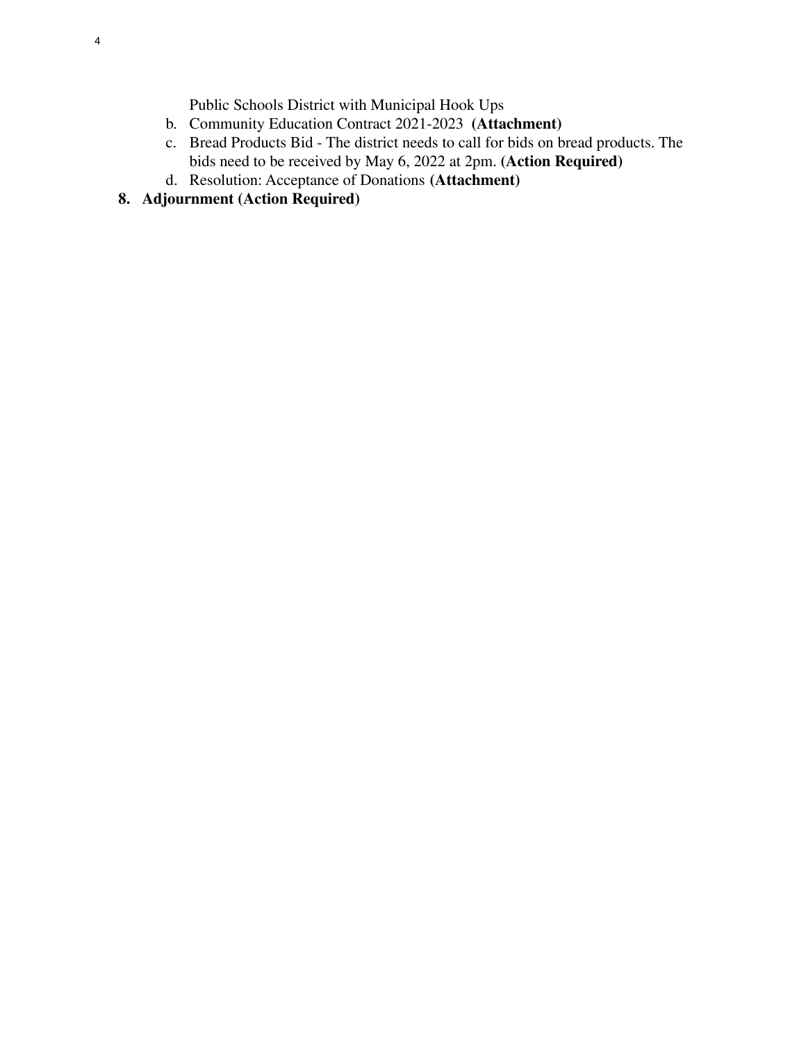Public Schools District with Municipal Hook Ups

b. Community Education Contract 2021-2023 **(Attachment)**
c. Bread Products Bid - The district needs to call for bids on bread products. The bids need to be received by May 6, 2022 at 2pm. **(Action Required)**
d. Resolution: Acceptance of Donations **(Attachment)**

**8. Adjournment (Action Required)**